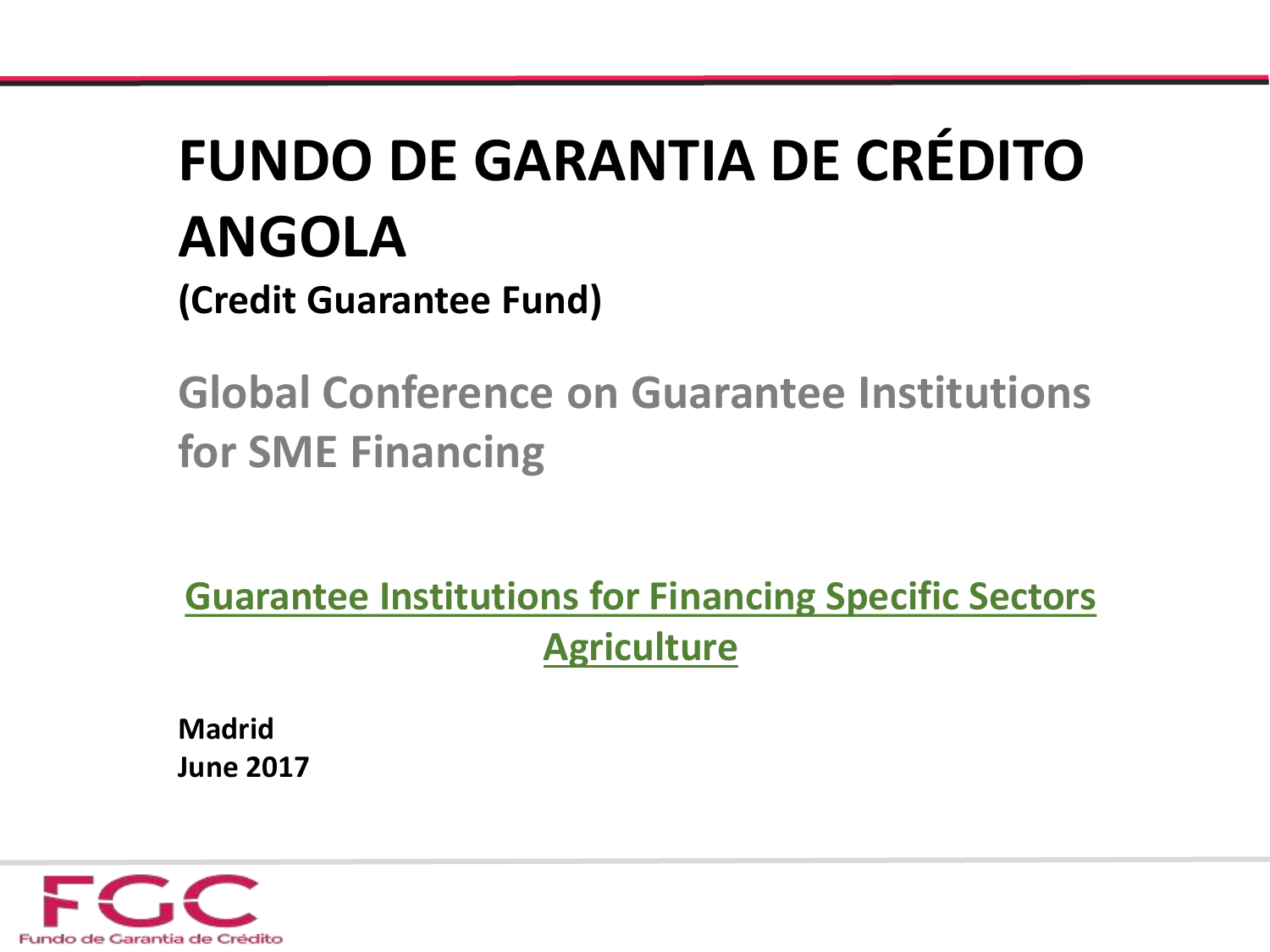# FUNDO DE GARANTIA DE CRÉDITO ANGOLA

**(Credit Guarantee Fund)**

## Global Conference on Guarantee Institutions for SME Financing

### Guarantee Institutions for Financing Specific Sectors Agriculture

**Madrid**
**June 2017**

FGC
Fundo de Garantia de Crédito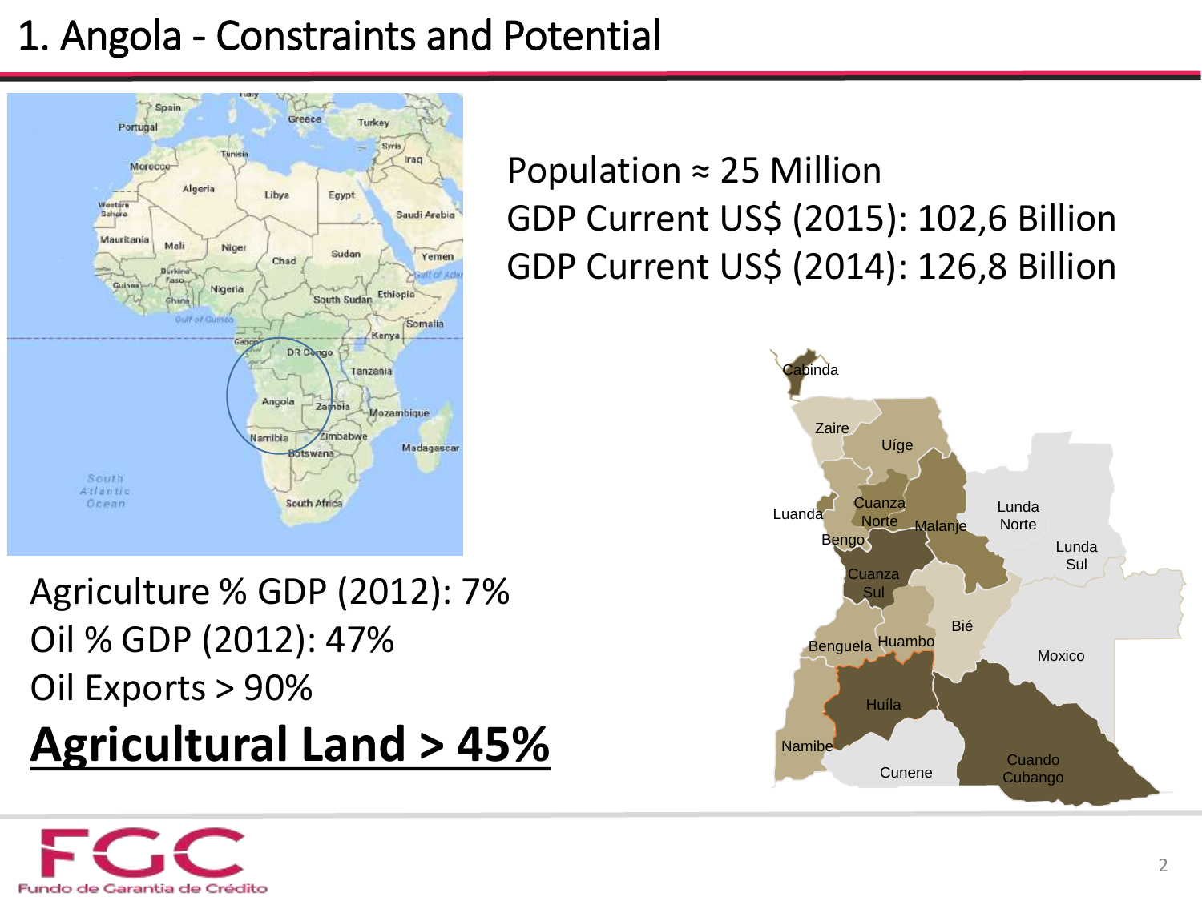# 1. Angola - Constraints and Potential

Population ≈ 25 Million
GDP Current US$ (2015): 102,6 Billion
GDP Current US$ (2014): 126,8 Billion

Agriculture % GDP (2012): 7%
Oil % GDP (2012): 47%
Oil Exports > 90%

**Agricultural Land > 45%**

Cabinda
Zaire
Uíge
Luanda
Cuanza Norte
Malanje
Lunda Norte
Bengo
Lunda Sul
Cuanza Sul
Bié
Benguela
Huambo
Moxico
Huíla
Namibe
Cunene
Cuando Cubango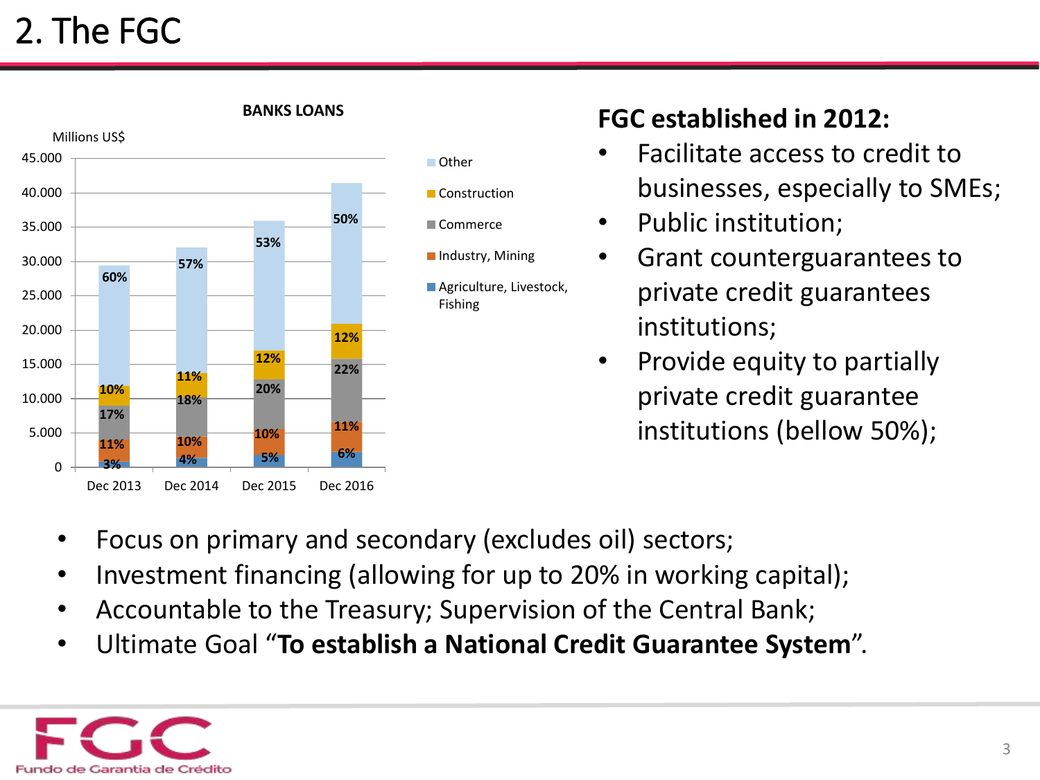# 2. The FGC

**BANKS LOANS**

Millions US$

| Sector | Dec 2013 | Dec 2014 | Dec 2015 | Dec 2016 |
|---|---|---|---|---|
| Other | 60% | 57% | 53% | 50% |
| Construction | 10% | 11% | 12% | 12% |
| Commerce | 17% | 18% | 20% | 22% |
| Industry, Mining | 11% | 10% | 10% | 11% |
| Agriculture, Livestock, Fishing | 3% | 4% | 5% | 6% |

**FGC established in 2012:**

- Facilitate access to credit to businesses, especially to SMEs;
- Public institution;
- Grant counterguarantees to private credit guarantees institutions;
- Provide equity to partially private credit guarantee institutions (bellow 50%);

- Focus on primary and secondary (excludes oil) sectors;
- Investment financing (allowing for up to 20% in working capital);
- Accountable to the Treasury; Supervision of the Central Bank;
- Ultimate Goal "**To establish a National Credit Guarantee System**".

FGC Fundo de Garantia de Crédito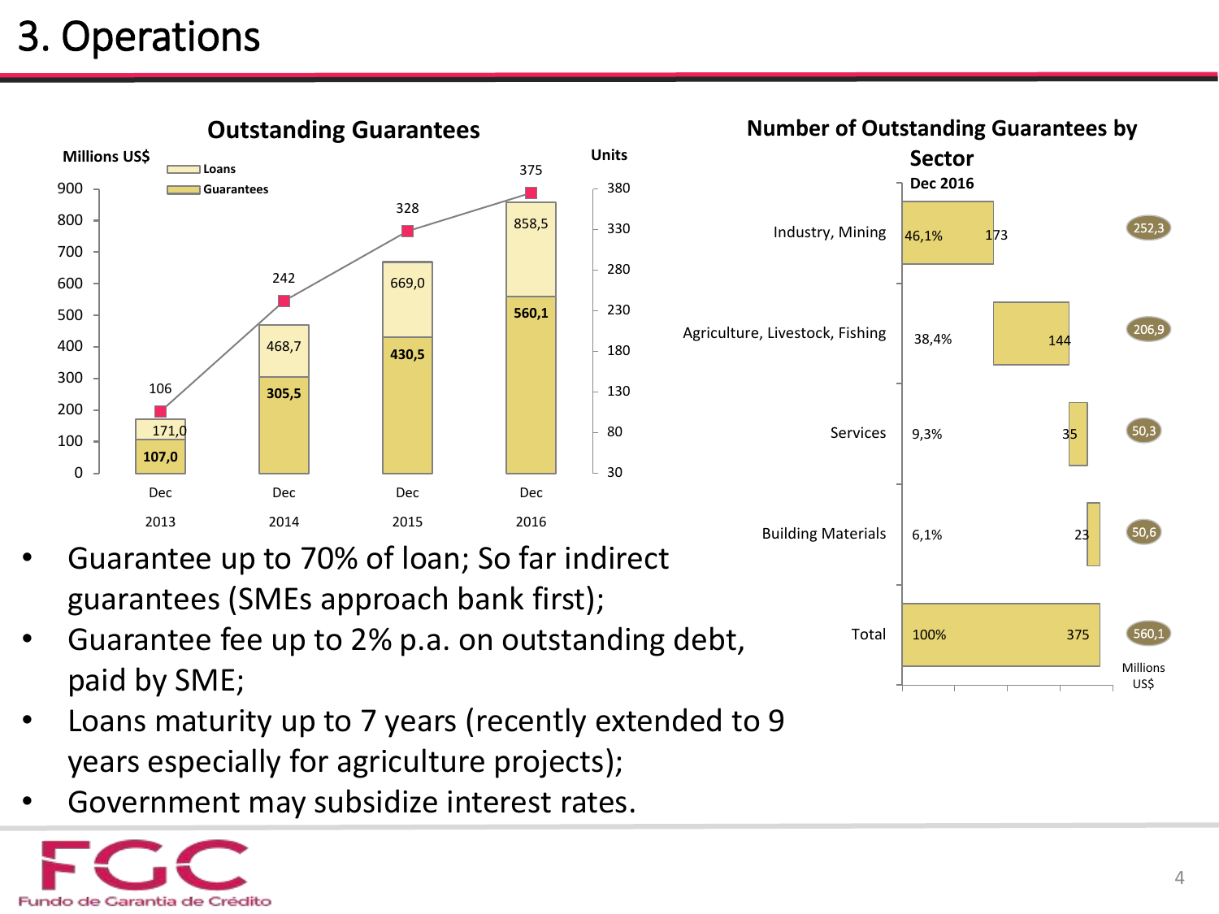# 3. Operations

**Outstanding Guarantees**

Millions US$

Units

Loans

Guarantees

900
800
700
600
500
400
300
200
100
0

380
330
280
230
180
130
80
30

106
242
328
375

171,0
107,0
468,7
305,5
669,0
430,5
858,5
560,1

Dec 2013
Dec 2014
Dec 2015
Dec 2016

**Number of Outstanding Guarantees by Sector**

**Dec 2016**

Industry, Mining 46,1% 173 252,3

Agriculture, Livestock, Fishing 38,4% 144 206,9

Services 9,3% 35 50,3

Building Materials 6,1% 23 50,6

Total 100% 375 560,1

Millions US$

- Guarantee up to 70% of loan; So far indirect guarantees (SMEs approach bank first);
- Guarantee fee up to 2% p.a. on outstanding debt, paid by SME;
- Loans maturity up to 7 years (recently extended to 9 years especially for agriculture projects);
- Government may subsidize interest rates.

FGC Fundo de Garantia de Crédito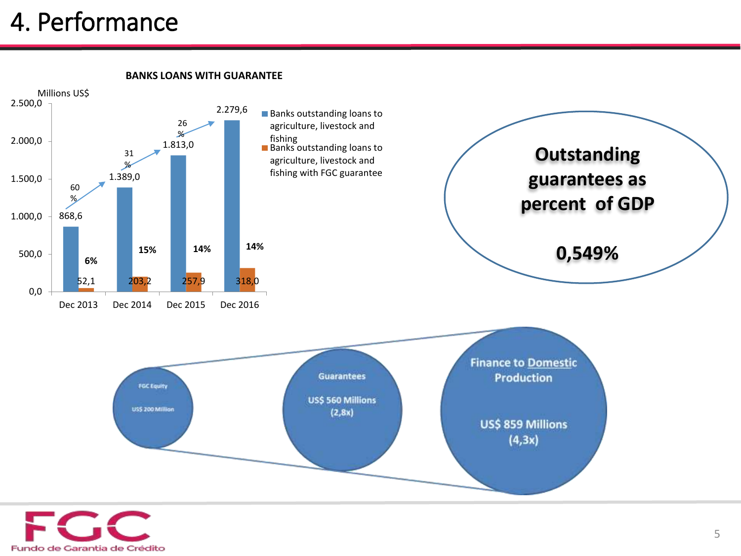# 4. Performance

**BANKS LOANS WITH GUARANTEE**

Millions US$

2.500,0
2.000,0
1.500,0
1.000,0
500,0
0,0

Dec 2013 | Dec 2014 | Dec 2015 | Dec 2016

868,6
1.389,0
1.813,0
2.279,6

60 %
31 %
26 %

52,1
203,2
257,9
318,0

**6%**
**15%**
**14%**
**14%**

Banks outstanding loans to agriculture, livestock and fishing

Banks outstanding loans to agriculture, livestock and fishing with FGC guarantee

**Outstanding guarantees as percent of GDP**

**0,549%**

FGC Equity

US$ 200 Million

Guarantees

US$ 560 Millions (2,8x)

Finance to Domestic Production

US$ 859 Millions (4,3x)

Fundo de Garantia de Crédito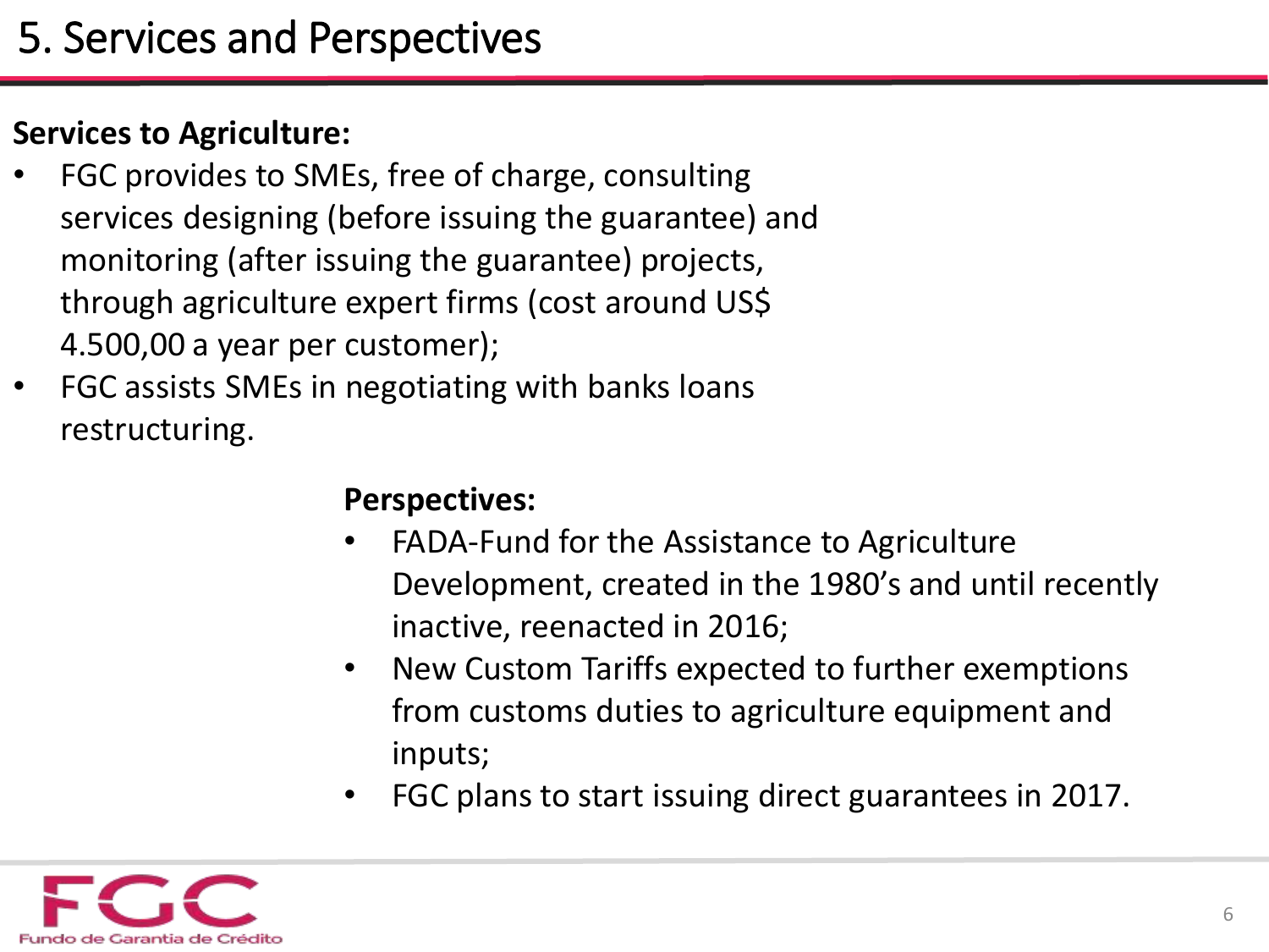# 5. Services and Perspectives

**Services to Agriculture:**

- FGC provides to SMEs, free of charge, consulting services designing (before issuing the guarantee) and monitoring (after issuing the guarantee) projects, through agriculture expert firms (cost around US$ 4.500,00 a year per customer);
- FGC assists SMEs in negotiating with banks loans restructuring.

**Perspectives:**

- FADA-Fund for the Assistance to Agriculture Development, created in the 1980's and until recently inactive, reenacted in 2016;
- New Custom Tariffs expected to further exemptions from customs duties to agriculture equipment and inputs;
- FGC plans to start issuing direct guarantees in 2017.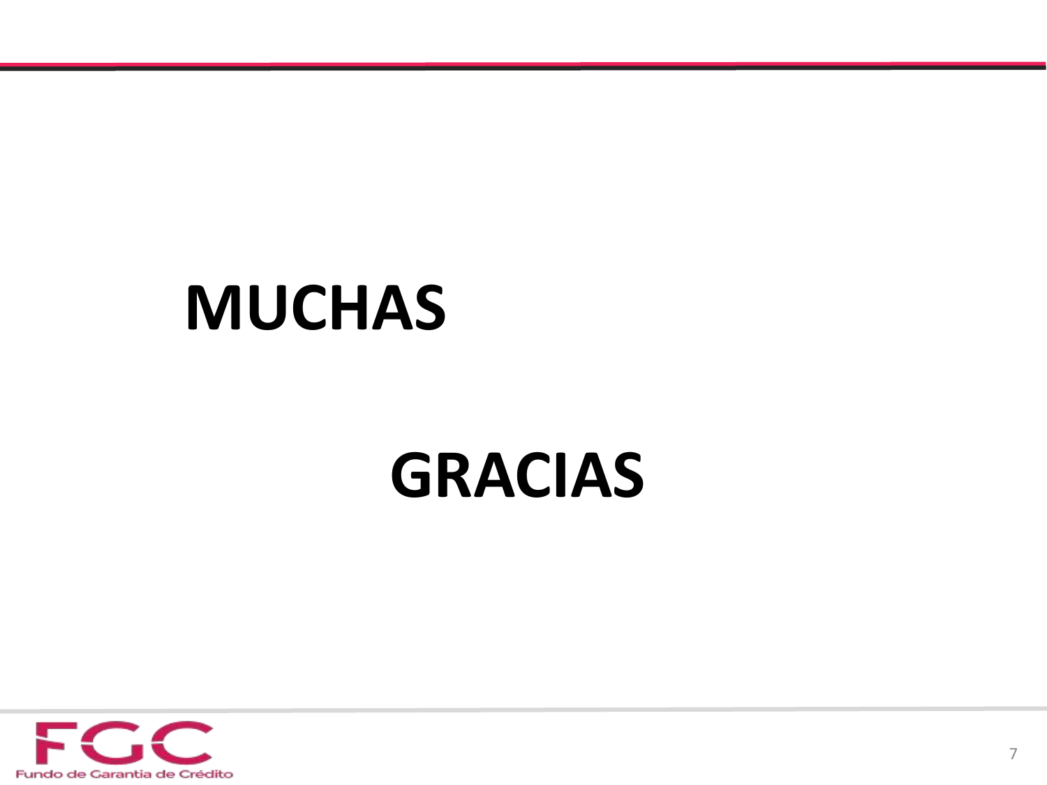# MUCHAS

# GRACIAS